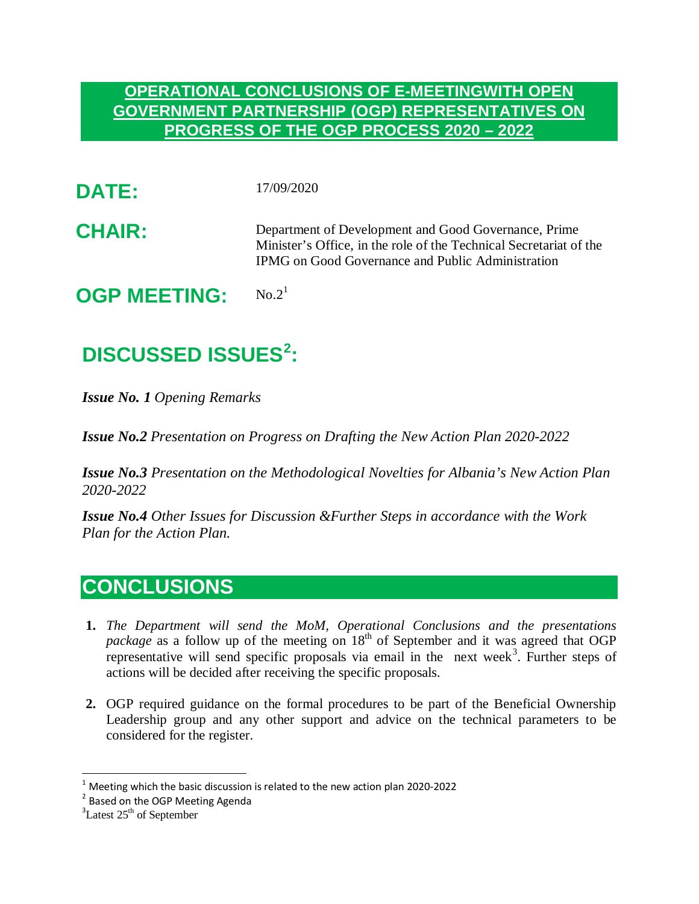# OPERATIONAL CONCLUSIONS OF E-MEETINGWITH OPEN GOVERNMENT PARTNERSHIP (OGP) REPRESENTATIVES ON PROGRESS OF THE OGP PROCESS 2020 – 2022

**DATE:** 17/09/2020

**CHAIR:** Department of Development and Good Governance, Prime Minister's Office, in the role of the Technical Secretariat of the IPMG on Good Governance and Public Administration

**OGP MEETING:** No.2[1]

## DISCUSSED ISSUES[2]:

***Issue No. 1** Opening Remarks*

***Issue No.2** Presentation on Progress on Drafting the New Action Plan 2020-2022*

***Issue No.3** Presentation on the Methodological Novelties for Albania's New Action Plan 2020-2022*

***Issue No.4** Other Issues for Discussion &Further Steps in accordance with the Work Plan for the Action Plan.*

## CONCLUSIONS

1. *The Department will send the MoM, Operational Conclusions and the presentations package* as a follow up of the meeting on 18th of September and it was agreed that OGP representative will send specific proposals via email in the next week[3]. Further steps of actions will be decided after receiving the specific proposals.

2. OGP required guidance on the formal procedures to be part of the Beneficial Ownership Leadership group and any other support and advice on the technical parameters to be considered for the register.

---

[1] Meeting which the basic discussion is related to the new action plan 2020-2022

[2] Based on the OGP Meeting Agenda

[3] Latest 25th of September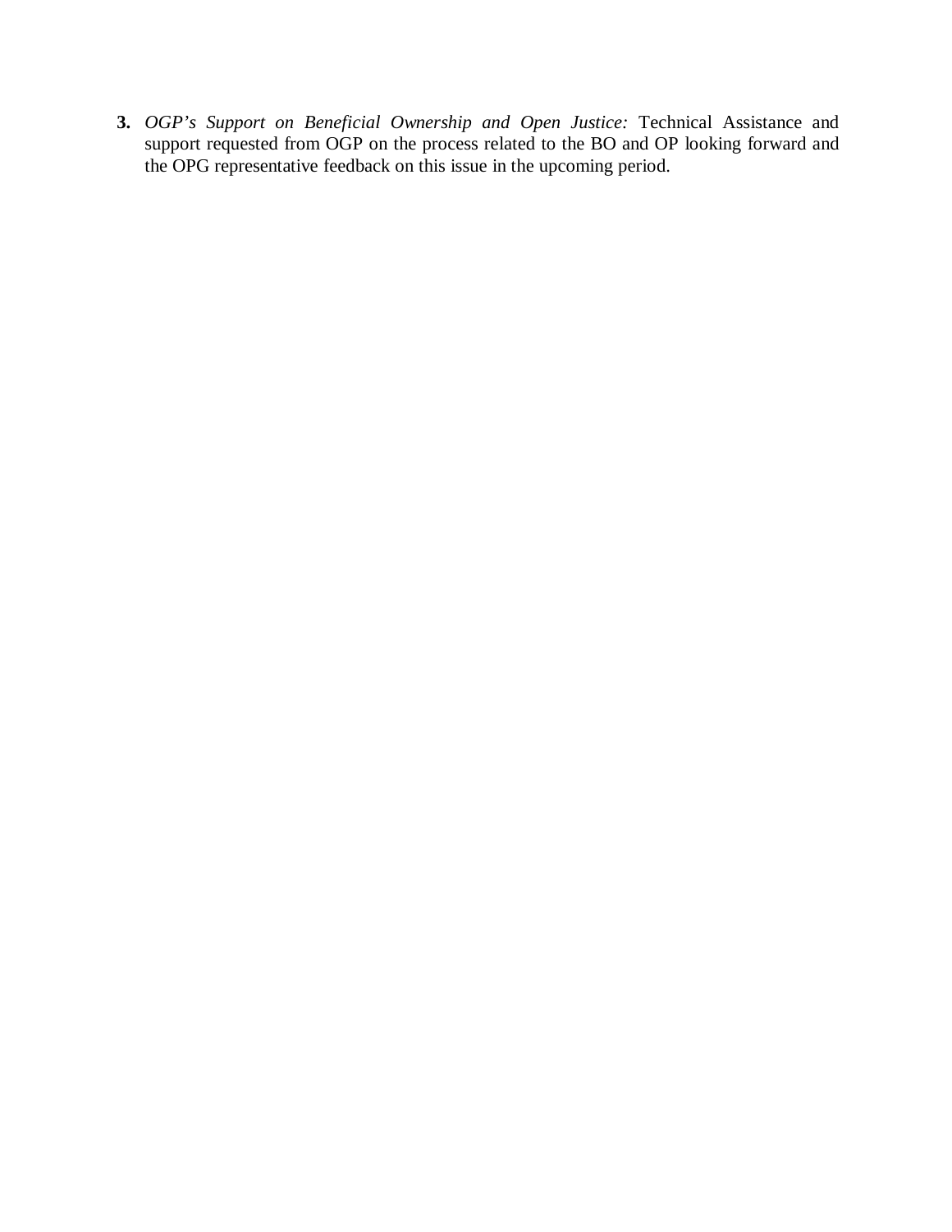3. *OGP's Support on Beneficial Ownership and Open Justice:* Technical Assistance and support requested from OGP on the process related to the BO and OP looking forward and the OPG representative feedback on this issue in the upcoming period.